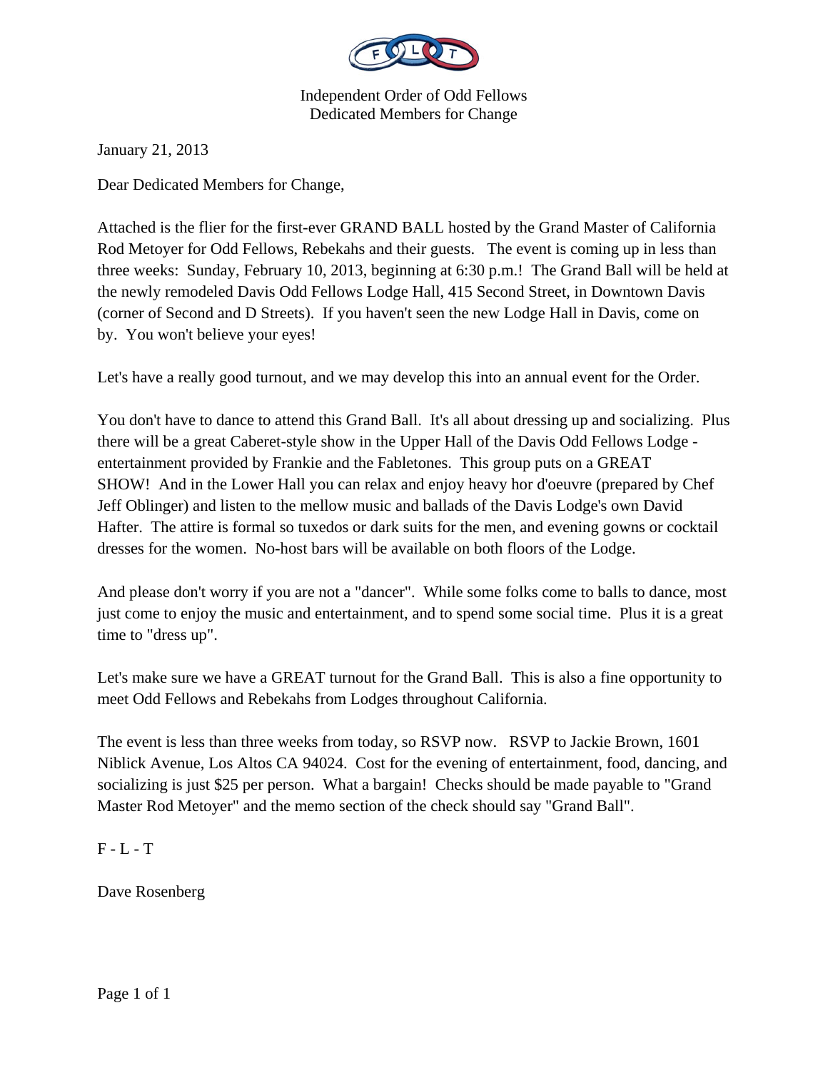Independent Order of Odd Fellows
Dedicated Members for Change

January 21, 2013

Dear Dedicated Members for Change,

Attached is the flier for the first-ever GRAND BALL hosted by the Grand Master of California Rod Metoyer for Odd Fellows, Rebekahs and their guests. The event is coming up in less than three weeks: Sunday, February 10, 2013, beginning at 6:30 p.m.! The Grand Ball will be held at the newly remodeled Davis Odd Fellows Lodge Hall, 415 Second Street, in Downtown Davis (corner of Second and D Streets). If you haven't seen the new Lodge Hall in Davis, come on by. You won't believe your eyes!

Let's have a really good turnout, and we may develop this into an annual event for the Order.

You don't have to dance to attend this Grand Ball. It's all about dressing up and socializing. Plus there will be a great Caberet-style show in the Upper Hall of the Davis Odd Fellows Lodge - entertainment provided by Frankie and the Fabletones. This group puts on a GREAT SHOW! And in the Lower Hall you can relax and enjoy heavy hor d'oeuvre (prepared by Chef Jeff Oblinger) and listen to the mellow music and ballads of the Davis Lodge's own David Hafter. The attire is formal so tuxedos or dark suits for the men, and evening gowns or cocktail dresses for the women. No-host bars will be available on both floors of the Lodge.

And please don't worry if you are not a "dancer". While some folks come to balls to dance, most just come to enjoy the music and entertainment, and to spend some social time. Plus it is a great time to "dress up".

Let's make sure we have a GREAT turnout for the Grand Ball. This is also a fine opportunity to meet Odd Fellows and Rebekahs from Lodges throughout California.

The event is less than three weeks from today, so RSVP now. RSVP to Jackie Brown, 1601 Niblick Avenue, Los Altos CA 94024. Cost for the evening of entertainment, food, dancing, and socializing is just $25 per person. What a bargain! Checks should be made payable to "Grand Master Rod Metoyer" and the memo section of the check should say "Grand Ball".

F - L - T

Dave Rosenberg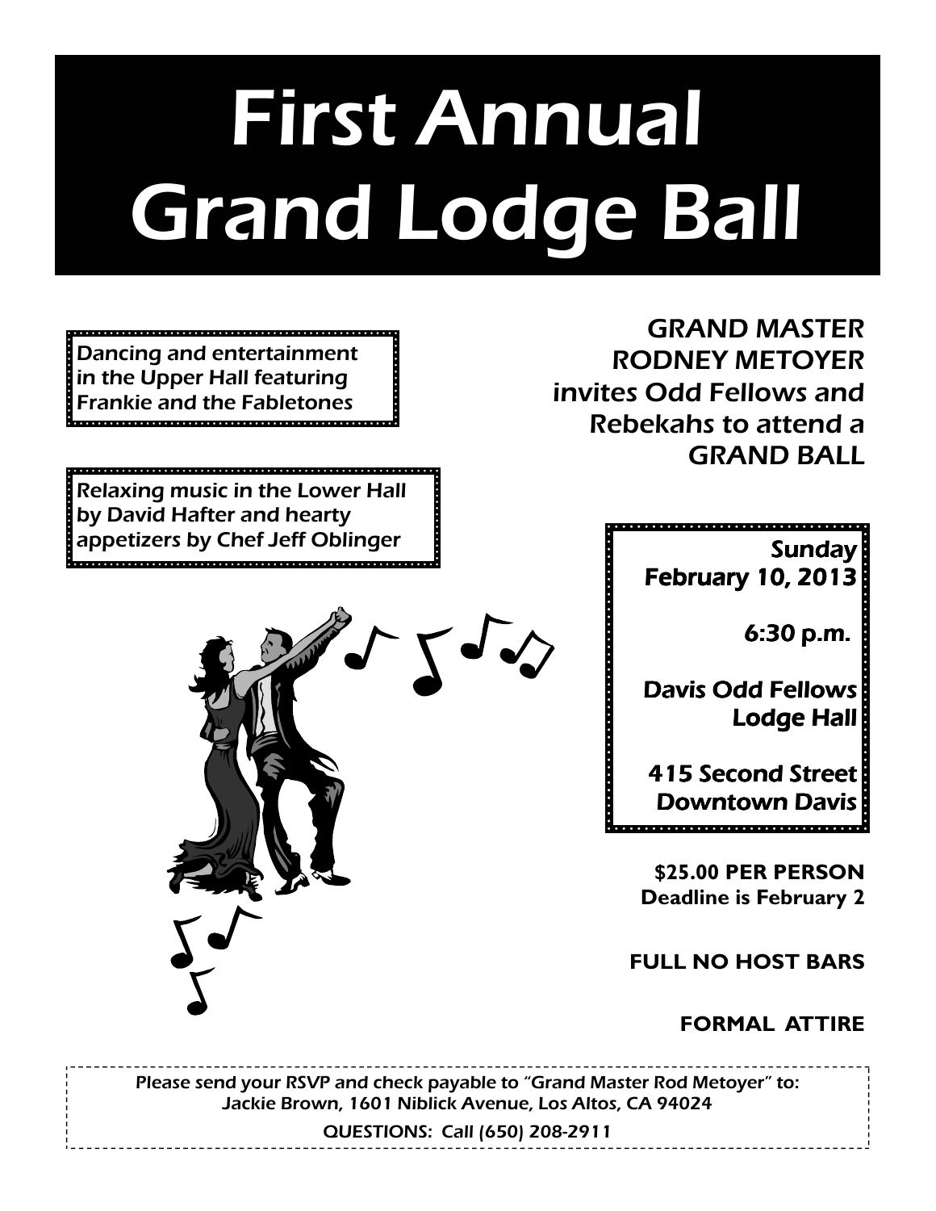# First Annual Grand Lodge Ball

Dancing and entertainment in the Upper Hall featuring Frankie and the Fabletones

Relaxing music in the Lower Hall by David Hafter and hearty appetizers by Chef Jeff Oblinger

GRAND MASTER RODNEY METOYER invites Odd Fellows and Rebekahs to attend a GRAND BALL

Sunday February 10, 2013

6:30 p.m.

Davis Odd Fellows Lodge Hall

415 Second Street Downtown Davis

**$25.00 PER PERSON**
**Deadline is February 2**

**FULL NO HOST BARS**

**FORMAL ATTIRE**

Please send your RSVP and check payable to “Grand Master Rod Metoyer” to:
Jackie Brown, 1601 Niblick Avenue, Los Altos, CA 94024

QUESTIONS: Call (650) 208-2911